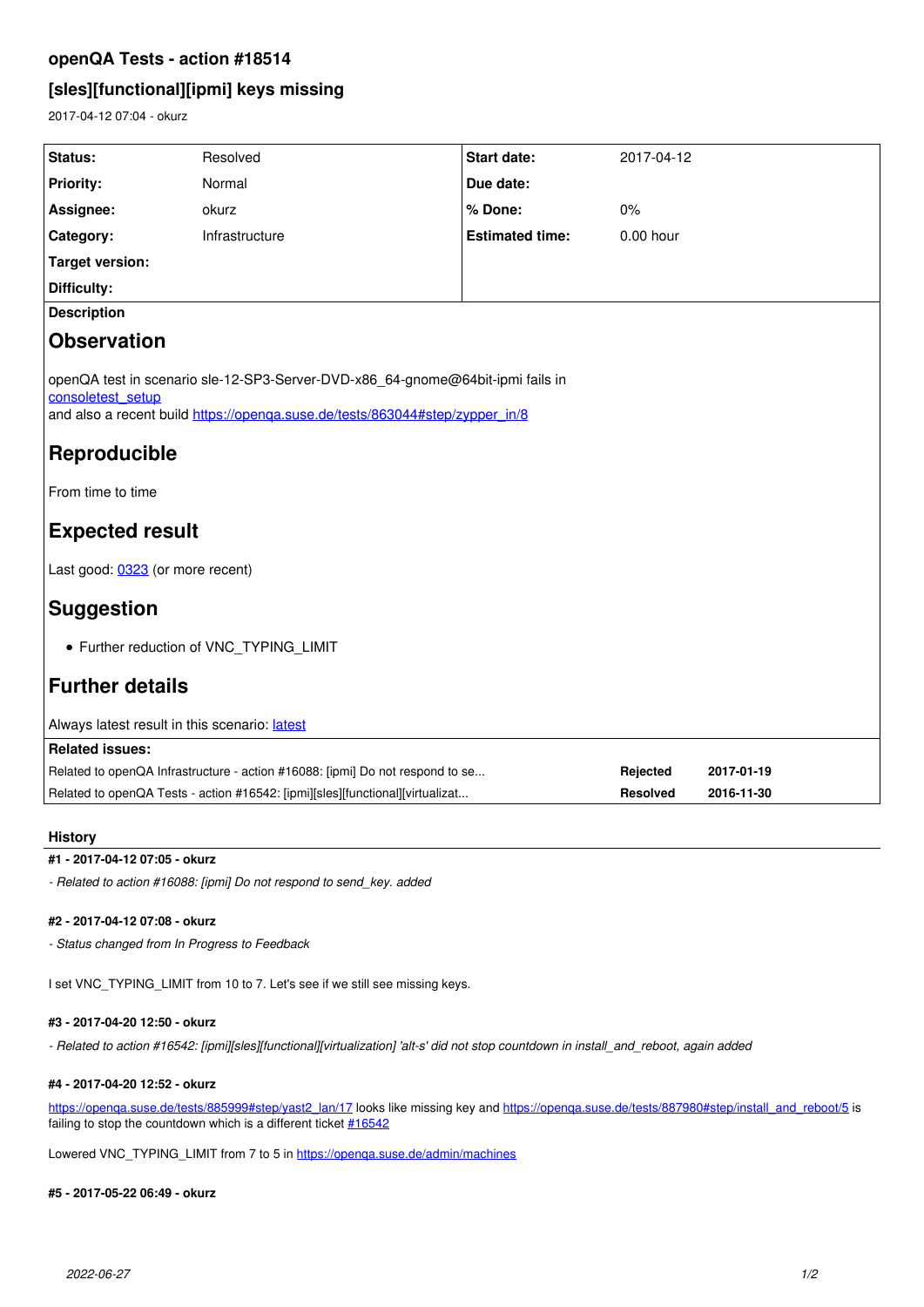# openQA Tests - action #18514

## [sles][functional][ipmi] keys missing

2017-04-12 07:04 - okurz

| Status: | Resolved | Start date: | 2017-04-12 |
|---|---|---|---|
| Priority: | Normal | Due date: | |
| Assignee: | okurz | % Done: | 0% |
| Category: | Infrastructure | Estimated time: | 0.00 hour |
| Target version: | | | |
| Difficulty: | | | |

**Description**

## Observation

openQA test in scenario sle-12-SP3-Server-DVD-x86_64-gnome@64bit-ipmi fails in consoletest_setup
and also a recent build https://openqa.suse.de/tests/863044#step/zypper_in/8

## Reproducible

From time to time

## Expected result

Last good: 0323 (or more recent)

## Suggestion

- Further reduction of VNC_TYPING_LIMIT

## Further details

Always latest result in this scenario: latest

**Related issues:**

| | | |
|---|---|---|
| Related to openQA Infrastructure - action #16088: [ipmi] Do not respond to se... | Rejected | 2017-01-19 |
| Related to openQA Tests - action #16542: [ipmi][sles][functional][virtualizat... | Resolved | 2016-11-30 |

**History**

**#1 - 2017-04-12 07:05 - okurz**

*- Related to action #16088: [ipmi] Do not respond to send_key. added*

**#2 - 2017-04-12 07:08 - okurz**

*- Status changed from In Progress to Feedback*

I set VNC_TYPING_LIMIT from 10 to 7. Let's see if we still see missing keys.

**#3 - 2017-04-20 12:50 - okurz**

*- Related to action #16542: [ipmi][sles][functional][virtualization] 'alt-s' did not stop countdown in install_and_reboot, again added*

**#4 - 2017-04-20 12:52 - okurz**

https://openqa.suse.de/tests/885999#step/yast2_lan/17 looks like missing key and https://openqa.suse.de/tests/887980#step/install_and_reboot/5 is failing to stop the countdown which is a different ticket #16542

Lowered VNC_TYPING_LIMIT from 7 to 5 in https://openqa.suse.de/admin/machines

**#5 - 2017-05-22 06:49 - okurz**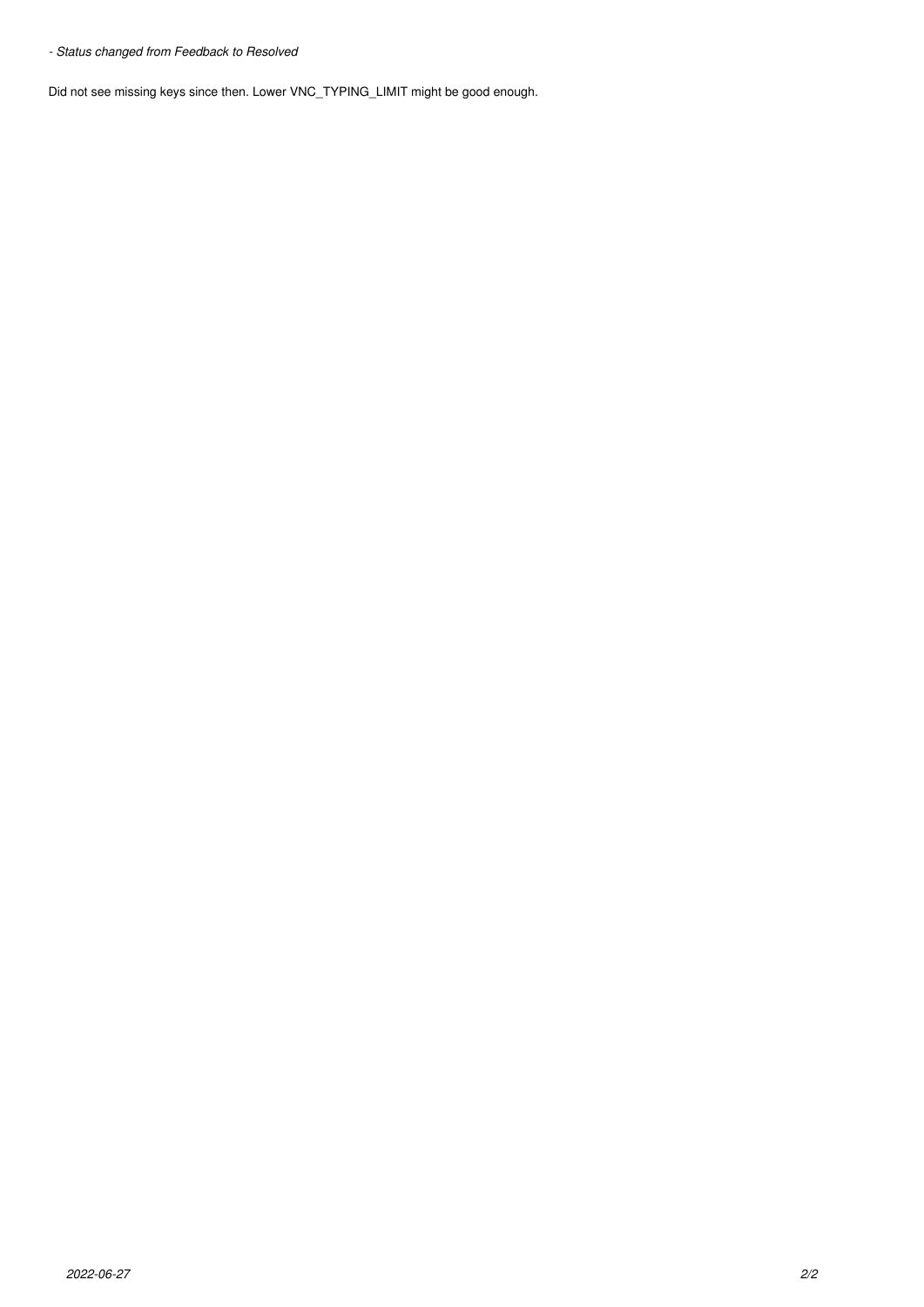- *Status changed from Feedback to Resolved*

Did not see missing keys since then. Lower VNC_TYPING_LIMIT might be good enough.